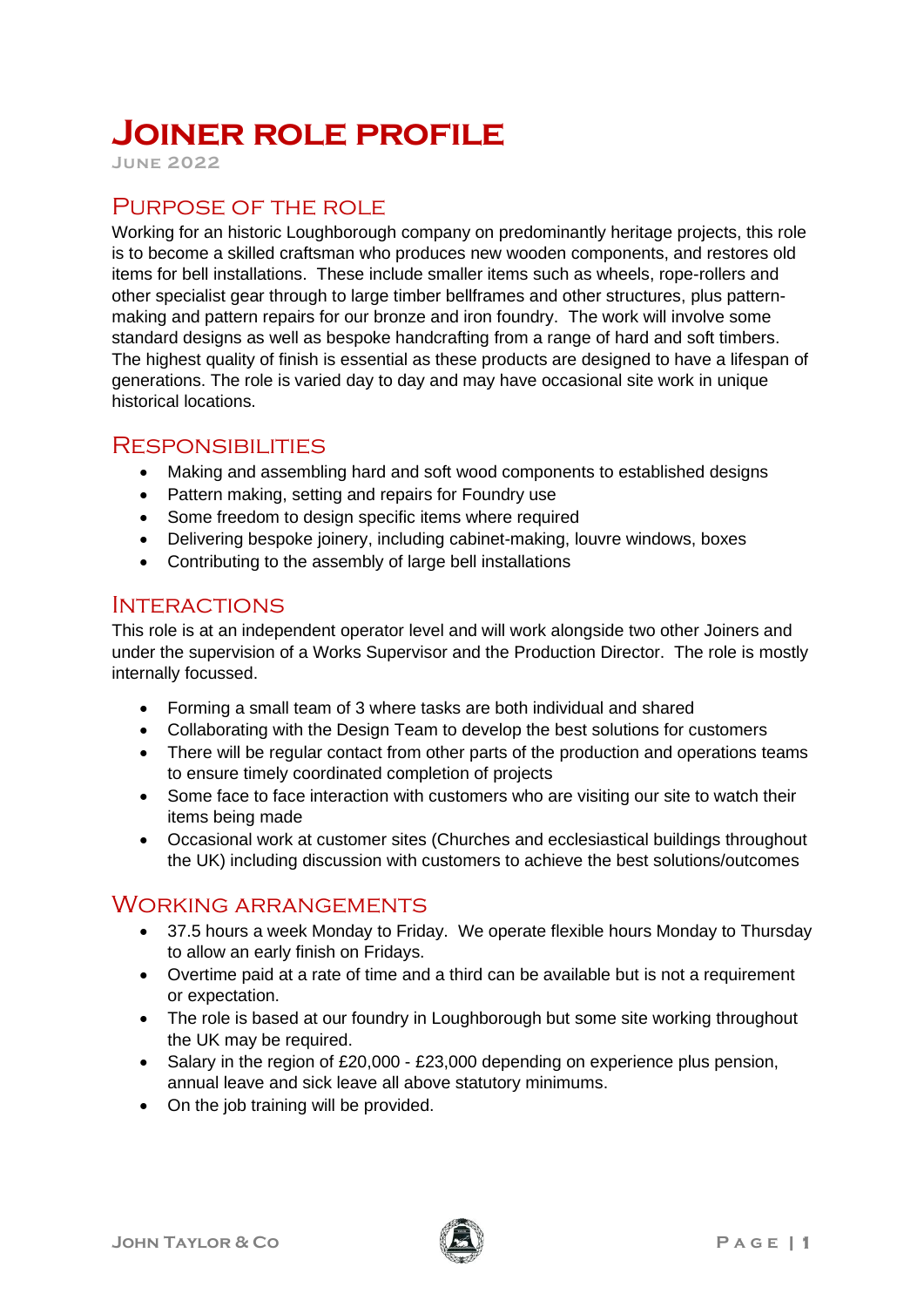# Joiner role profile

June 2022

## Purpose of the role

Working for an historic Loughborough company on predominantly heritage projects, this role is to become a skilled craftsman who produces new wooden components, and restores old items for bell installations. These include smaller items such as wheels, rope-rollers and other specialist gear through to large timber bellframes and other structures, plus pattern-making and pattern repairs for our bronze and iron foundry. The work will involve some standard designs as well as bespoke handcrafting from a range of hard and soft timbers. The highest quality of finish is essential as these products are designed to have a lifespan of generations. The role is varied day to day and may have occasional site work in unique historical locations.

## Responsibilities

- Making and assembling hard and soft wood components to established designs
- Pattern making, setting and repairs for Foundry use
- Some freedom to design specific items where required
- Delivering bespoke joinery, including cabinet-making, louvre windows, boxes
- Contributing to the assembly of large bell installations

## Interactions

This role is at an independent operator level and will work alongside two other Joiners and under the supervision of a Works Supervisor and the Production Director. The role is mostly internally focussed.

- Forming a small team of 3 where tasks are both individual and shared
- Collaborating with the Design Team to develop the best solutions for customers
- There will be regular contact from other parts of the production and operations teams to ensure timely coordinated completion of projects
- Some face to face interaction with customers who are visiting our site to watch their items being made
- Occasional work at customer sites (Churches and ecclesiastical buildings throughout the UK) including discussion with customers to achieve the best solutions/outcomes

## Working arrangements

- 37.5 hours a week Monday to Friday. We operate flexible hours Monday to Thursday to allow an early finish on Fridays.
- Overtime paid at a rate of time and a third can be available but is not a requirement or expectation.
- The role is based at our foundry in Loughborough but some site working throughout the UK may be required.
- Salary in the region of £20,000 - £23,000 depending on experience plus pension, annual leave and sick leave all above statutory minimums.
- On the job training will be provided.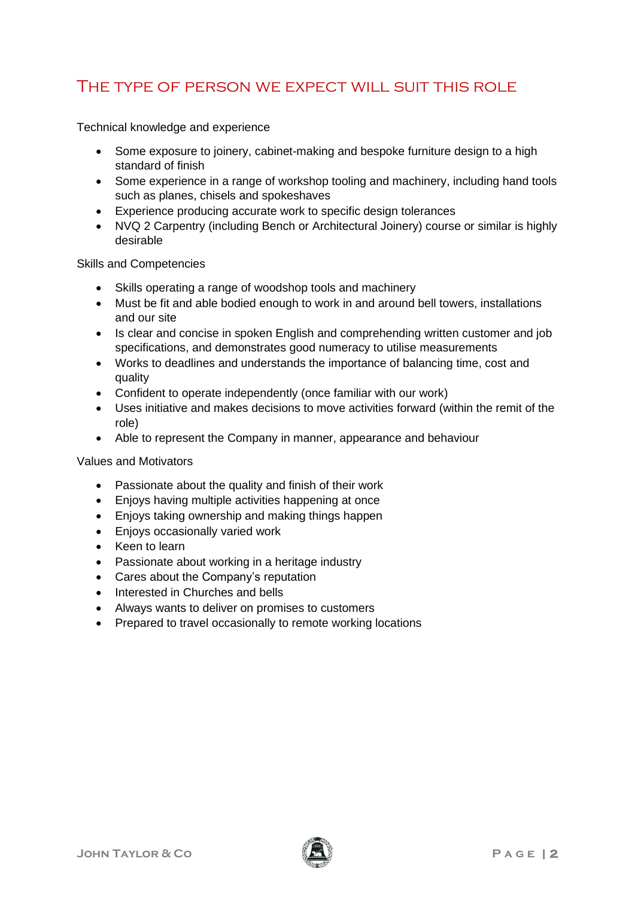## The type of person we expect will suit this role

Technical knowledge and experience

- Some exposure to joinery, cabinet-making and bespoke furniture design to a high standard of finish
- Some experience in a range of workshop tooling and machinery, including hand tools such as planes, chisels and spokeshaves
- Experience producing accurate work to specific design tolerances
- NVQ 2 Carpentry (including Bench or Architectural Joinery) course or similar is highly desirable

Skills and Competencies

- Skills operating a range of woodshop tools and machinery
- Must be fit and able bodied enough to work in and around bell towers, installations and our site
- Is clear and concise in spoken English and comprehending written customer and job specifications, and demonstrates good numeracy to utilise measurements
- Works to deadlines and understands the importance of balancing time, cost and quality
- Confident to operate independently (once familiar with our work)
- Uses initiative and makes decisions to move activities forward (within the remit of the role)
- Able to represent the Company in manner, appearance and behaviour

Values and Motivators

- Passionate about the quality and finish of their work
- Enjoys having multiple activities happening at once
- Enjoys taking ownership and making things happen
- Enjoys occasionally varied work
- Keen to learn
- Passionate about working in a heritage industry
- Cares about the Company's reputation
- Interested in Churches and bells
- Always wants to deliver on promises to customers
- Prepared to travel occasionally to remote working locations